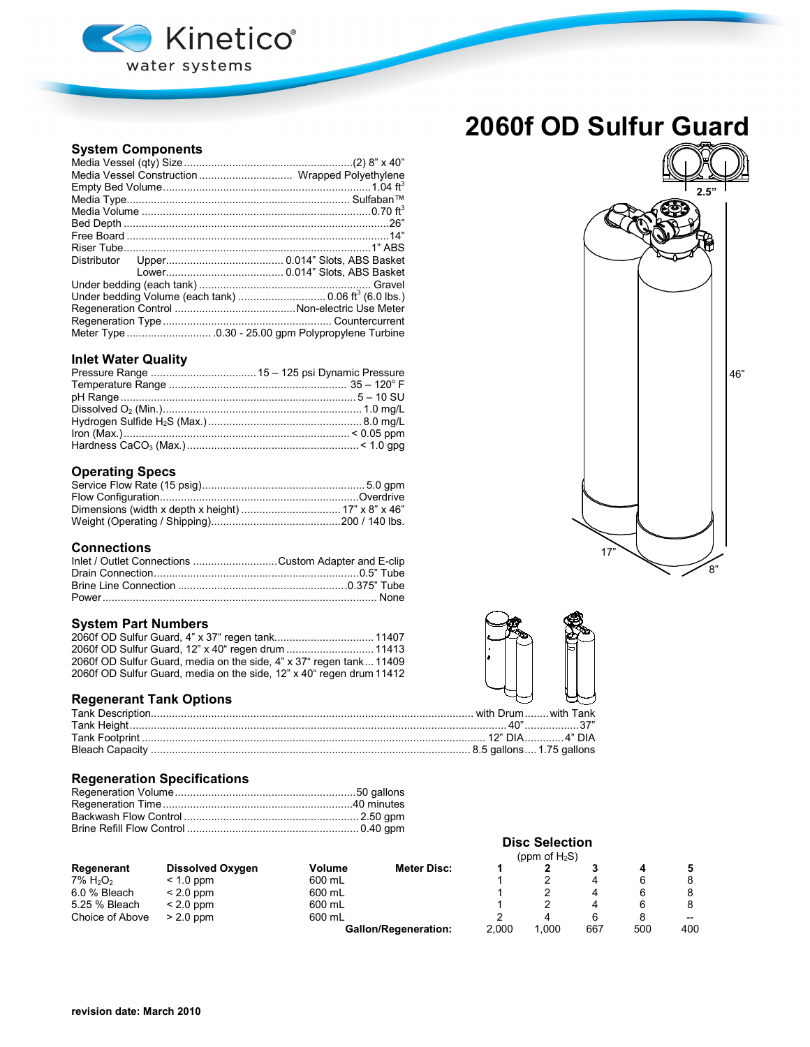# 2060f OD Sulfur Guard

## System Components

| | |
|---|---|
| Media Vessel (qty) Size | (2) 8" x 40" |
| Media Vessel Construction | Wrapped Polyethylene |
| Empty Bed Volume | 1.04 $ft^3$ |
| Media Type | Sulfaban™ |
| Media Volume | 0.70 $ft^3$ |
| Bed Depth | 26" |
| Free Board | 14" |
| Riser Tube | 1" ABS |
| Distributor Upper | 0.014" Slots, ABS Basket |
| Distributor Lower | 0.014" Slots, ABS Basket |
| Under bedding (each tank) | Gravel |
| Under bedding Volume (each tank) | 0.06 $ft^3$ (6.0 lbs.) |
| Regeneration Control | Non-electric Use Meter |
| Regeneration Type | Countercurrent |
| Meter Type | 0.30 - 25.00 gpm Polypropylene Turbine |

## Inlet Water Quality

| | |
|---|---|
| Pressure Range | 15 – 125 psi Dynamic Pressure |
| Temperature Range | 35 – 120° F |
| pH Range | 5 – 10 SU |
| Dissolved $O_2$ (Min.) | 1.0 mg/L |
| Hydrogen Sulfide $H_2S$ (Max.) | 8.0 mg/L |
| Iron (Max.) | < 0.05 ppm |
| Hardness $CaCO_3$ (Max.) | < 1.0 gpg |

## Operating Specs

| | |
|---|---|
| Service Flow Rate (15 psig) | 5.0 gpm |
| Flow Configuration | Overdrive |
| Dimensions (width x depth x height) | 17" x 8" x 46" |
| Weight (Operating / Shipping) | 200 / 140 lbs. |

## Connections

| | |
|---|---|
| Inlet / Outlet Connections | Custom Adapter and E-clip |
| Drain Connection | 0.5" Tube |
| Brine Line Connection | 0.375" Tube |
| Power | None |

## System Part Numbers

| | |
|---|---|
| 2060f OD Sulfur Guard, 4" x 37" regen tank | 11407 |
| 2060f OD Sulfur Guard, 12" x 40" regen drum | 11413 |
| 2060f OD Sulfur Guard, media on the side, 4" x 37" regen tank | 11409 |
| 2060f OD Sulfur Guard, media on the side, 12" x 40" regen drum | 11412 |

## Regenerant Tank Options

| | | |
|---|---|---|
| Tank Description | with Drum | with Tank |
| Tank Height | 40" | 37" |
| Tank Footprint | 12" DIA. | 4" DIA |
| Bleach Capacity | 8.5 gallons | 1.75 gallons |

## Regeneration Specifications

| | |
|---|---|
| Regeneration Volume | 50 gallons |
| Regeneration Time | 40 minutes |
| Backwash Flow Control | 2.50 gpm |
| Brine Refill Flow Control | 0.40 gpm |

### Disc Selection
(ppm of $H_2S$)

| Regenerant | Dissolved Oxygen | Volume | Meter Disc: | 1 | 2 | 3 | 4 | 5 |
|---|---|---|---|---|---|---|---|---|
| 7% $H_2O_2$ | < 1.0 ppm | 600 mL | | 1 | 2 | 4 | 6 | 8 |
| 6.0 % Bleach | < 2.0 ppm | 600 mL | | 1 | 2 | 4 | 6 | 8 |
| 5.25 % Bleach | < 2.0 ppm | 600 mL | | 1 | 2 | 4 | 6 | 8 |
| Choice of Above | > 2.0 ppm | 600 mL | | 2 | 4 | 6 | 8 | -- |
| | | | **Gallon/Regeneration:** | 2,000 | 1,000 | 667 | 500 | 400 |

**revision date: March 2010**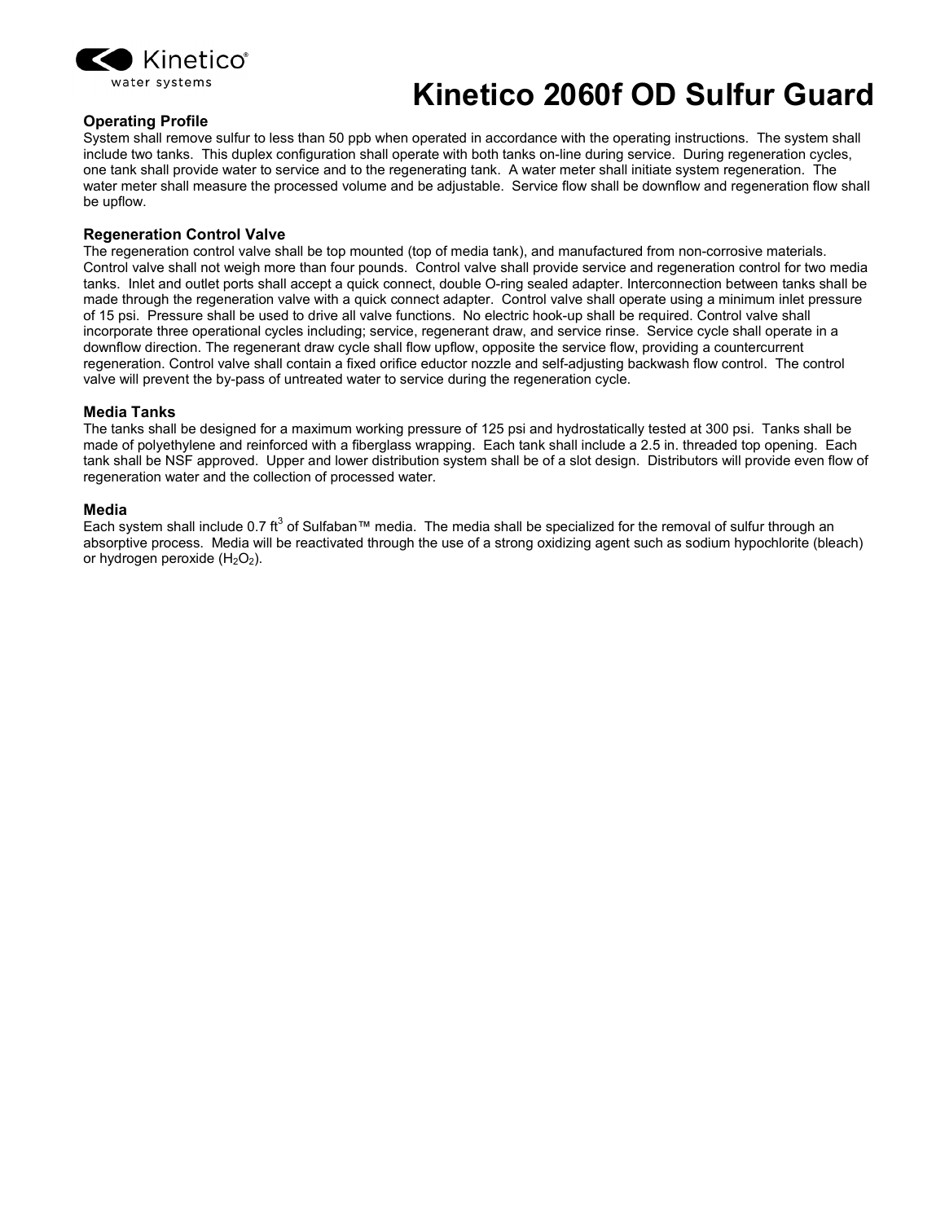# Kinetico 2060f OD Sulfur Guard

## Operating Profile

System shall remove sulfur to less than 50 ppb when operated in accordance with the operating instructions. The system shall include two tanks. This duplex configuration shall operate with both tanks on-line during service. During regeneration cycles, one tank shall provide water to service and to the regenerating tank. A water meter shall initiate system regeneration. The water meter shall measure the processed volume and be adjustable. Service flow shall be downflow and regeneration flow shall be upflow.

## Regeneration Control Valve

The regeneration control valve shall be top mounted (top of media tank), and manufactured from non-corrosive materials. Control valve shall not weigh more than four pounds. Control valve shall provide service and regeneration control for two media tanks. Inlet and outlet ports shall accept a quick connect, double O-ring sealed adapter. Interconnection between tanks shall be made through the regeneration valve with a quick connect adapter. Control valve shall operate using a minimum inlet pressure of 15 psi. Pressure shall be used to drive all valve functions. No electric hook-up shall be required. Control valve shall incorporate three operational cycles including; service, regenerant draw, and service rinse. Service cycle shall operate in a downflow direction. The regenerant draw cycle shall flow upflow, opposite the service flow, providing a countercurrent regeneration. Control valve shall contain a fixed orifice eductor nozzle and self-adjusting backwash flow control. The control valve will prevent the by-pass of untreated water to service during the regeneration cycle.

## Media Tanks

The tanks shall be designed for a maximum working pressure of 125 psi and hydrostatically tested at 300 psi. Tanks shall be made of polyethylene and reinforced with a fiberglass wrapping. Each tank shall include a 2.5 in. threaded top opening. Each tank shall be NSF approved. Upper and lower distribution system shall be of a slot design. Distributors will provide even flow of regeneration water and the collection of processed water.

## Media

Each system shall include 0.7 $ft^3$ of Sulfaban™ media. The media shall be specialized for the removal of sulfur through an absorptive process. Media will be reactivated through the use of a strong oxidizing agent such as sodium hypochlorite (bleach) or hydrogen peroxide ($H_2O_2$).